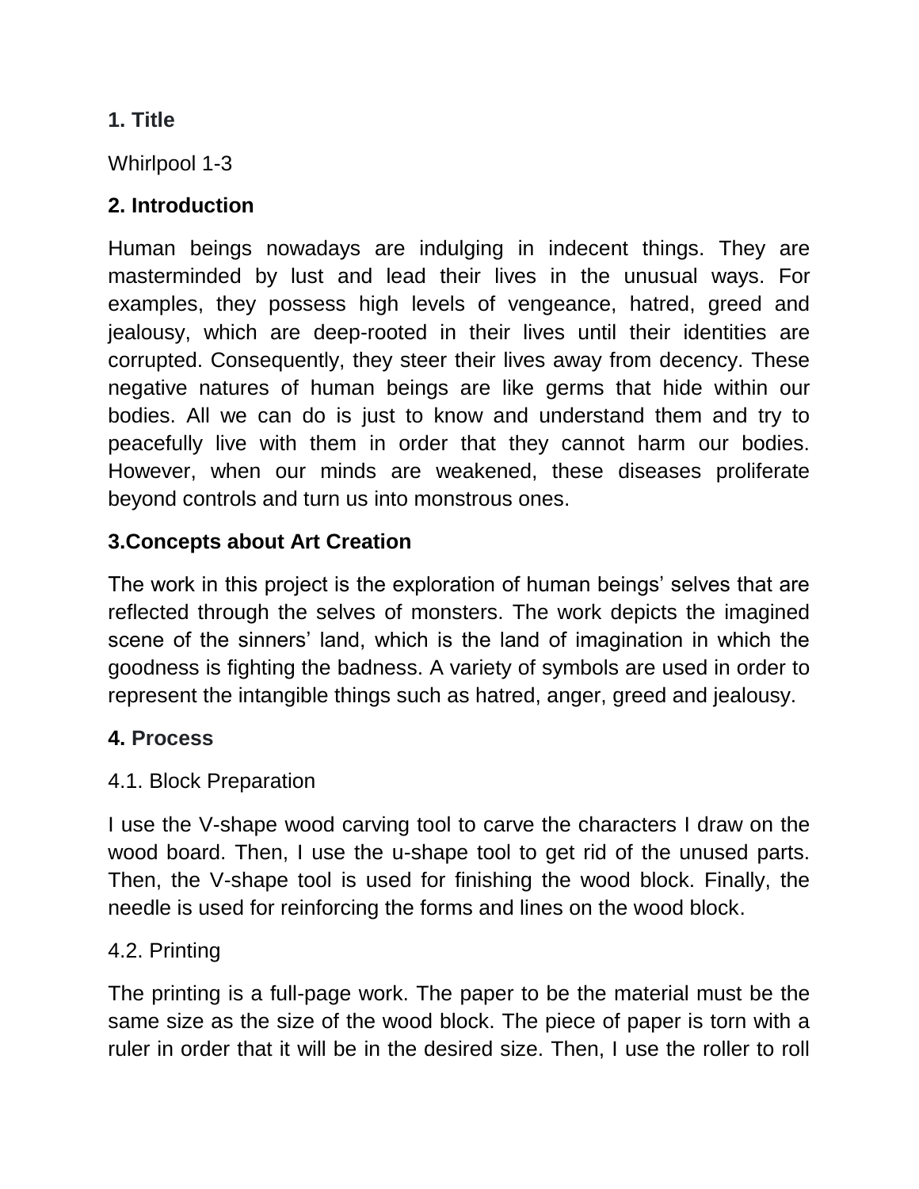## 1. Title

Whirlpool 1-3

## 2. Introduction

Human beings nowadays are indulging in indecent things. They are masterminded by lust and lead their lives in the unusual ways. For examples, they possess high levels of vengeance, hatred, greed and jealousy, which are deep-rooted in their lives until their identities are corrupted. Consequently, they steer their lives away from decency. These negative natures of human beings are like germs that hide within our bodies. All we can do is just to know and understand them and try to peacefully live with them in order that they cannot harm our bodies. However, when our minds are weakened, these diseases proliferate beyond controls and turn us into monstrous ones.

## 3.Concepts about Art Creation

The work in this project is the exploration of human beings' selves that are reflected through the selves of monsters. The work depicts the imagined scene of the sinners' land, which is the land of imagination in which the goodness is fighting the badness. A variety of symbols are used in order to represent the intangible things such as hatred, anger, greed and jealousy.

## 4. Process

### 4.1. Block Preparation

I use the V-shape wood carving tool to carve the characters I draw on the wood board. Then, I use the u-shape tool to get rid of the unused parts. Then, the V-shape tool is used for finishing the wood block. Finally, the needle is used for reinforcing the forms and lines on the wood block.

### 4.2. Printing

The printing is a full-page work. The paper to be the material must be the same size as the size of the wood block. The piece of paper is torn with a ruler in order that it will be in the desired size. Then, I use the roller to roll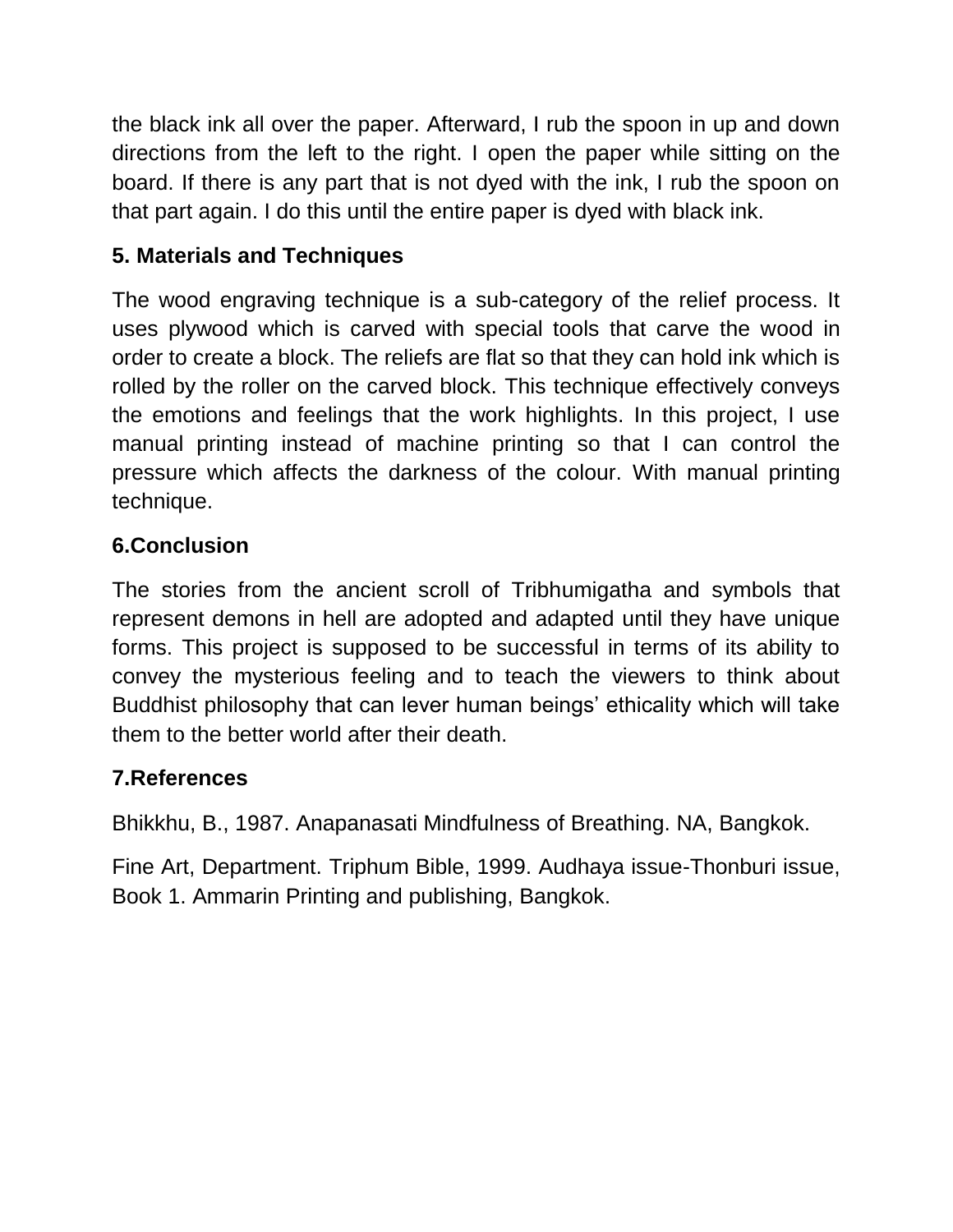the black ink all over the paper. Afterward, I rub the spoon in up and down directions from the left to the right. I open the paper while sitting on the board. If there is any part that is not dyed with the ink, I rub the spoon on that part again. I do this until the entire paper is dyed with black ink.

## 5. Materials and Techniques

The wood engraving technique is a sub-category of the relief process. It uses plywood which is carved with special tools that carve the wood in order to create a block. The reliefs are flat so that they can hold ink which is rolled by the roller on the carved block. This technique effectively conveys the emotions and feelings that the work highlights. In this project, I use manual printing instead of machine printing so that I can control the pressure which affects the darkness of the colour. With manual printing technique.

## 6.Conclusion

The stories from the ancient scroll of Tribhumigatha and symbols that represent demons in hell are adopted and adapted until they have unique forms. This project is supposed to be successful in terms of its ability to convey the mysterious feeling and to teach the viewers to think about Buddhist philosophy that can lever human beings' ethicality which will take them to the better world after their death.

## 7.References

Bhikkhu, B., 1987. Anapanasati Mindfulness of Breathing. NA, Bangkok.

Fine Art, Department. Triphum Bible, 1999. Audhaya issue-Thonburi issue, Book 1. Ammarin Printing and publishing, Bangkok.